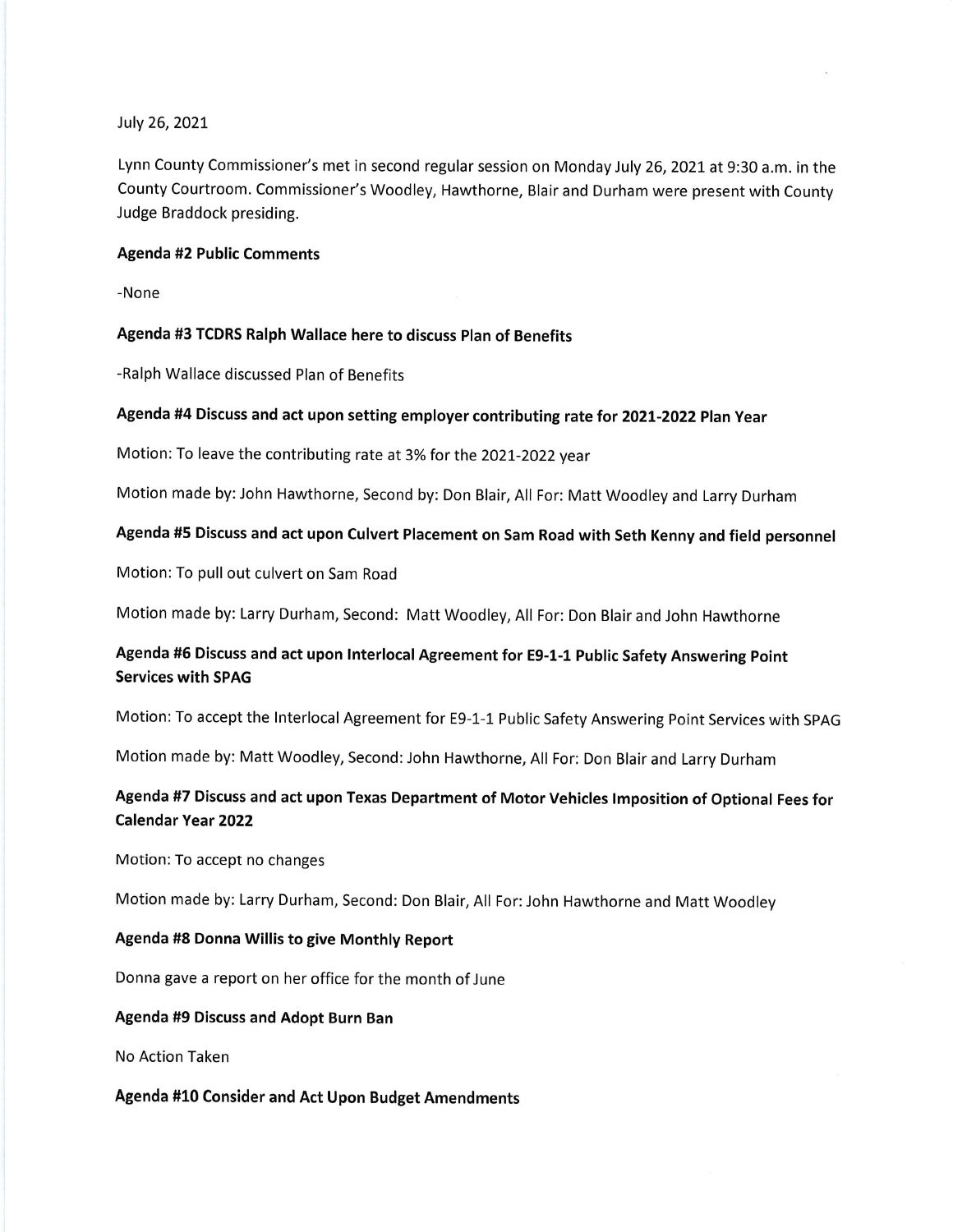July 26, 2021

Lynn County Commissioner's met in second regular session on Monday July 26, 2021 at 9:30 a.m. in the County Courtroom. Commissioner's Woodley, Hawthorne, Blair and Durham were present with County Judge Braddock presiding.

**Agenda #2 Public Comments**

-None

**Agenda #3 TCDRS Ralph Wallace here to discuss Plan of Benefits**

-Ralph Wallace discussed Plan of Benefits

**Agenda #4 Discuss and act upon setting employer contributing rate for 2021-2022 Plan Year**

Motion: To leave the contributing rate at 3% for the 2021-2022 year

Motion made by: John Hawthorne, Second by: Don Blair, All For: Matt Woodley and Larry Durham

**Agenda #5 Discuss and act upon Culvert Placement on Sam Road with Seth Kenny and field personnel**

Motion: To pull out culvert on Sam Road

Motion made by: Larry Durham, Second: Matt Woodley, All For: Don Blair and John Hawthorne

**Agenda #6 Discuss and act upon Interlocal Agreement for E9-1-1 Public Safety Answering Point Services with SPAG**

Motion: To accept the Interlocal Agreement for E9-1-1 Public Safety Answering Point Services with SPAG

Motion made by: Matt Woodley, Second: John Hawthorne, All For: Don Blair and Larry Durham

**Agenda #7 Discuss and act upon Texas Department of Motor Vehicles Imposition of Optional Fees for Calendar Year 2022**

Motion: To accept no changes

Motion made by: Larry Durham, Second: Don Blair, All For: John Hawthorne and Matt Woodley

**Agenda #8 Donna Willis to give Monthly Report**

Donna gave a report on her office for the month of June

**Agenda #9 Discuss and Adopt Burn Ban**

No Action Taken

**Agenda #10 Consider and Act Upon Budget Amendments**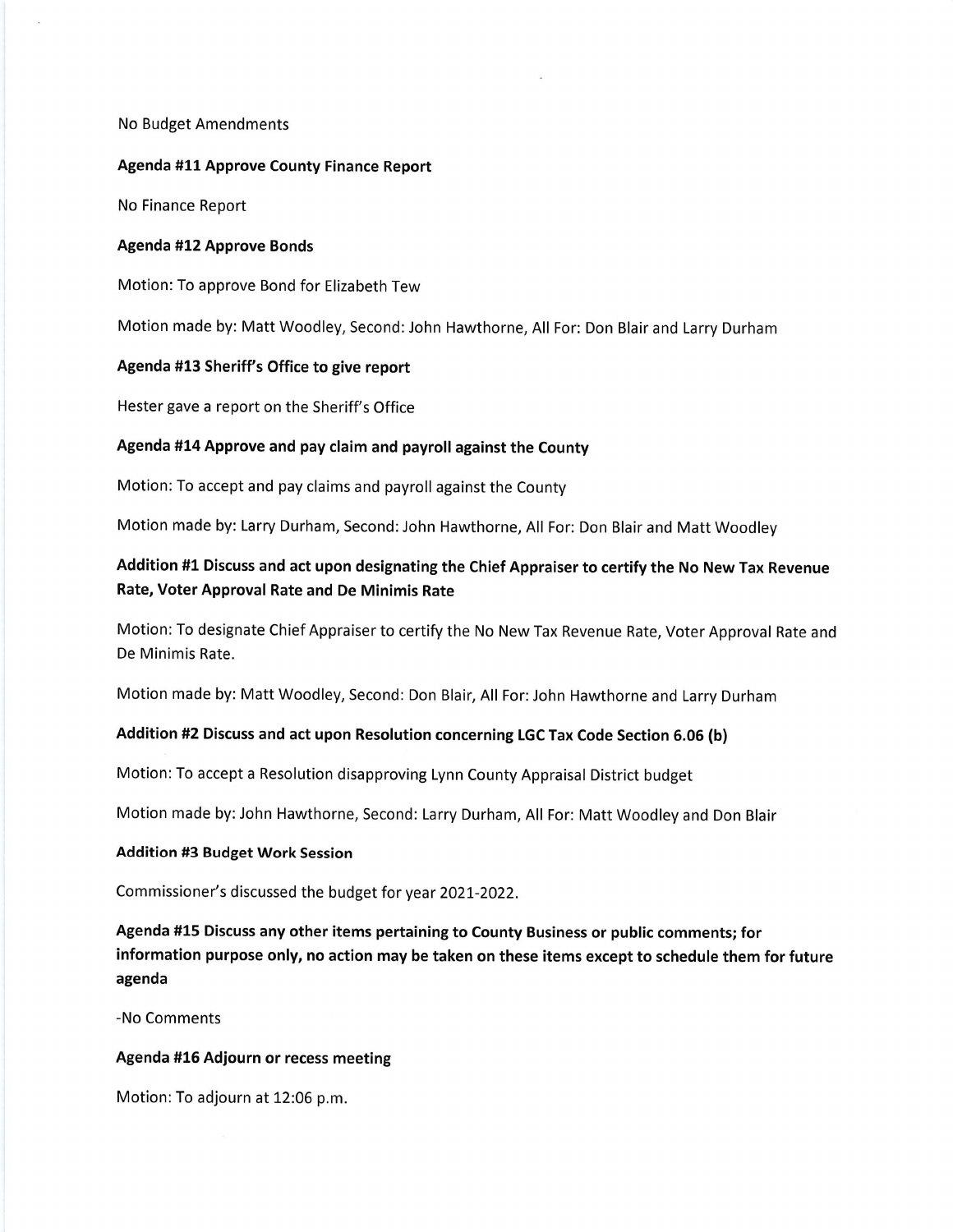No Budget Amendments

**Agenda #11 Approve County Finance Report**

No Finance Report

**Agenda #12 Approve Bonds**

Motion: To approve Bond for Elizabeth Tew

Motion made by: Matt Woodley, Second: John Hawthorne, All For: Don Blair and Larry Durham

**Agenda #13 Sheriff's Office to give report**

Hester gave a report on the Sheriff's Office

**Agenda #14 Approve and pay claim and payroll against the County**

Motion: To accept and pay claims and payroll against the County

Motion made by: Larry Durham, Second: John Hawthorne, All For: Don Blair and Matt Woodley

**Addition #1 Discuss and act upon designating the Chief Appraiser to certify the No New Tax Revenue Rate, Voter Approval Rate and De Minimis Rate**

Motion: To designate Chief Appraiser to certify the No New Tax Revenue Rate, Voter Approval Rate and De Minimis Rate.

Motion made by: Matt Woodley, Second: Don Blair, All For: John Hawthorne and Larry Durham

**Addition #2 Discuss and act upon Resolution concerning LGC Tax Code Section 6.06 (b)**

Motion: To accept a Resolution disapproving Lynn County Appraisal District budget

Motion made by: John Hawthorne, Second: Larry Durham, All For: Matt Woodley and Don Blair

**Addition #3 Budget Work Session**

Commissioner's discussed the budget for year 2021-2022.

**Agenda #15 Discuss any other items pertaining to County Business or public comments; for information purpose only, no action may be taken on these items except to schedule them for future agenda**

-No Comments

**Agenda #16 Adjourn or recess meeting**

Motion: To adjourn at 12:06 p.m.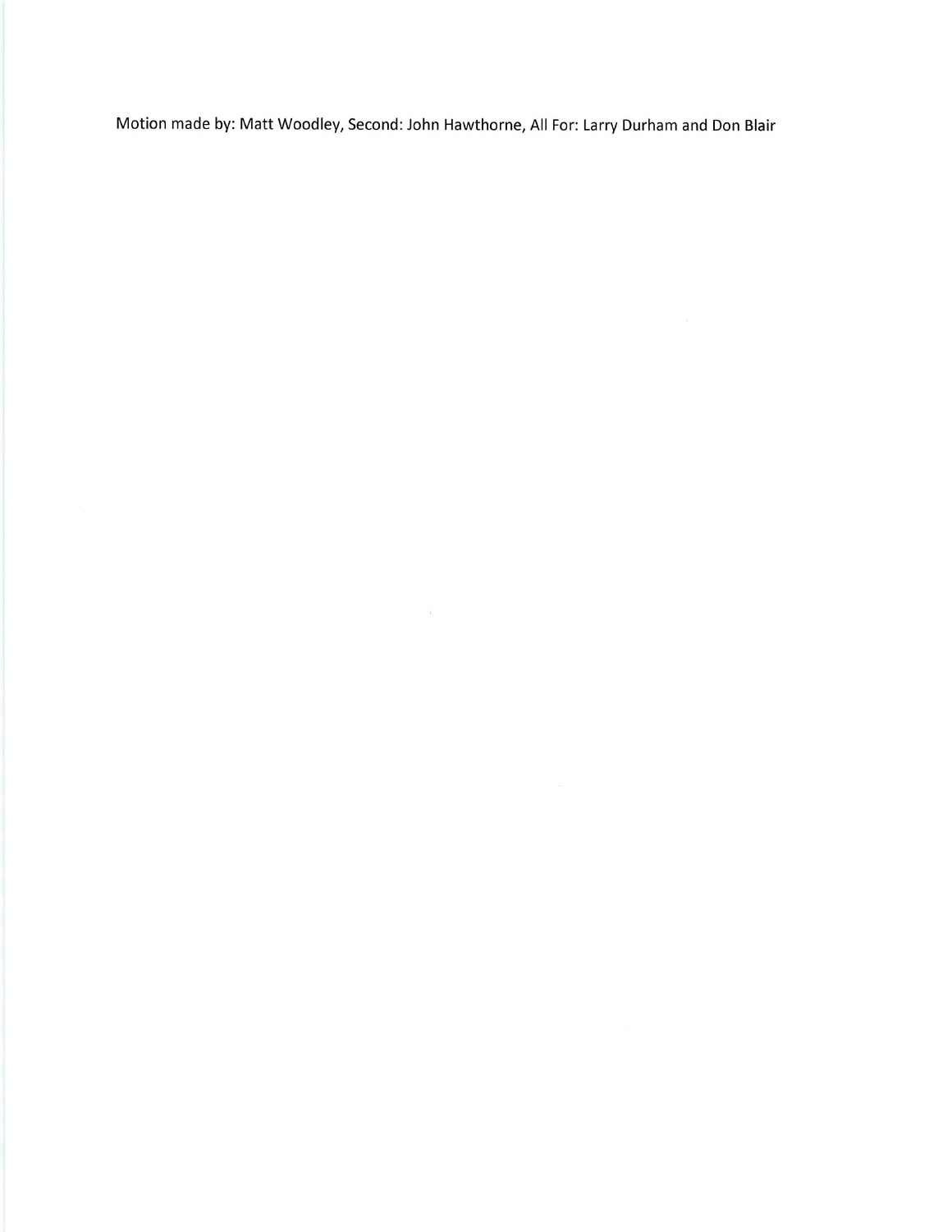Motion made by: Matt Woodley, Second: John Hawthorne, All For: Larry Durham and Don Blair